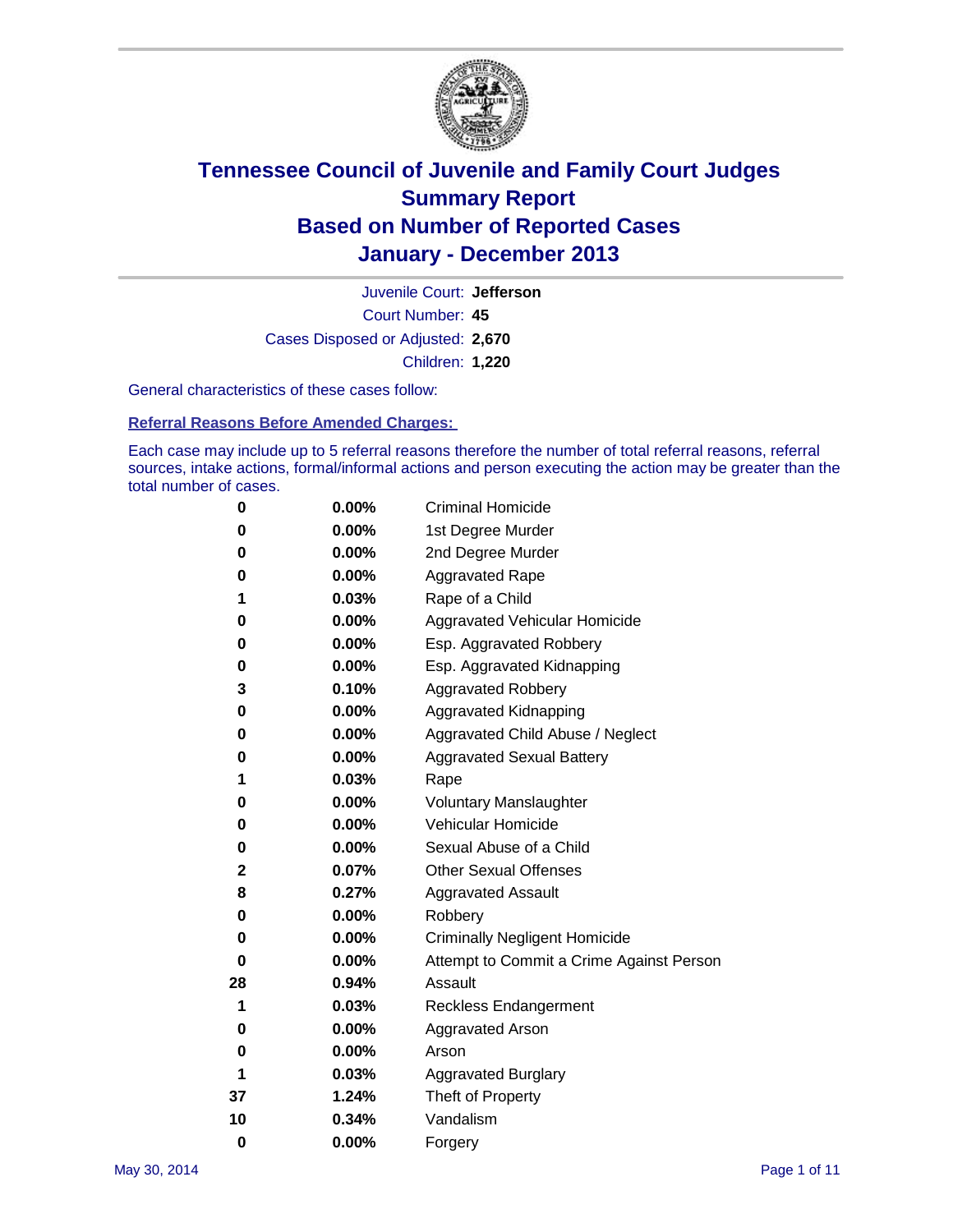# Tennessee Council of Juvenile and Family Court Judges
## Summary Report
## Based on Number of Reported Cases
## January - December 2013

Juvenile Court: **Jefferson**

Court Number: **45**

Cases Disposed or Adjusted: **2,670**

Children: **1,220**

General characteristics of these cases follow:

### Referral Reasons Before Amended Charges:

Each case may include up to 5 referral reasons therefore the number of total referral reasons, referral sources, intake actions, formal/informal actions and person executing the action may be greater than the total number of cases.

| Count | Percent | Referral Reason |
|---|---|---|
| 0 | 0.00% | Criminal Homicide |
| 0 | 0.00% | 1st Degree Murder |
| 0 | 0.00% | 2nd Degree Murder |
| 0 | 0.00% | Aggravated Rape |
| 1 | 0.03% | Rape of a Child |
| 0 | 0.00% | Aggravated Vehicular Homicide |
| 0 | 0.00% | Esp. Aggravated Robbery |
| 0 | 0.00% | Esp. Aggravated Kidnapping |
| 3 | 0.10% | Aggravated Robbery |
| 0 | 0.00% | Aggravated Kidnapping |
| 0 | 0.00% | Aggravated Child Abuse / Neglect |
| 0 | 0.00% | Aggravated Sexual Battery |
| 1 | 0.03% | Rape |
| 0 | 0.00% | Voluntary Manslaughter |
| 0 | 0.00% | Vehicular Homicide |
| 0 | 0.00% | Sexual Abuse of a Child |
| 2 | 0.07% | Other Sexual Offenses |
| 8 | 0.27% | Aggravated Assault |
| 0 | 0.00% | Robbery |
| 0 | 0.00% | Criminally Negligent Homicide |
| 0 | 0.00% | Attempt to Commit a Crime Against Person |
| 28 | 0.94% | Assault |
| 1 | 0.03% | Reckless Endangerment |
| 0 | 0.00% | Aggravated Arson |
| 0 | 0.00% | Arson |
| 1 | 0.03% | Aggravated Burglary |
| 37 | 1.24% | Theft of Property |
| 10 | 0.34% | Vandalism |
| 0 | 0.00% | Forgery |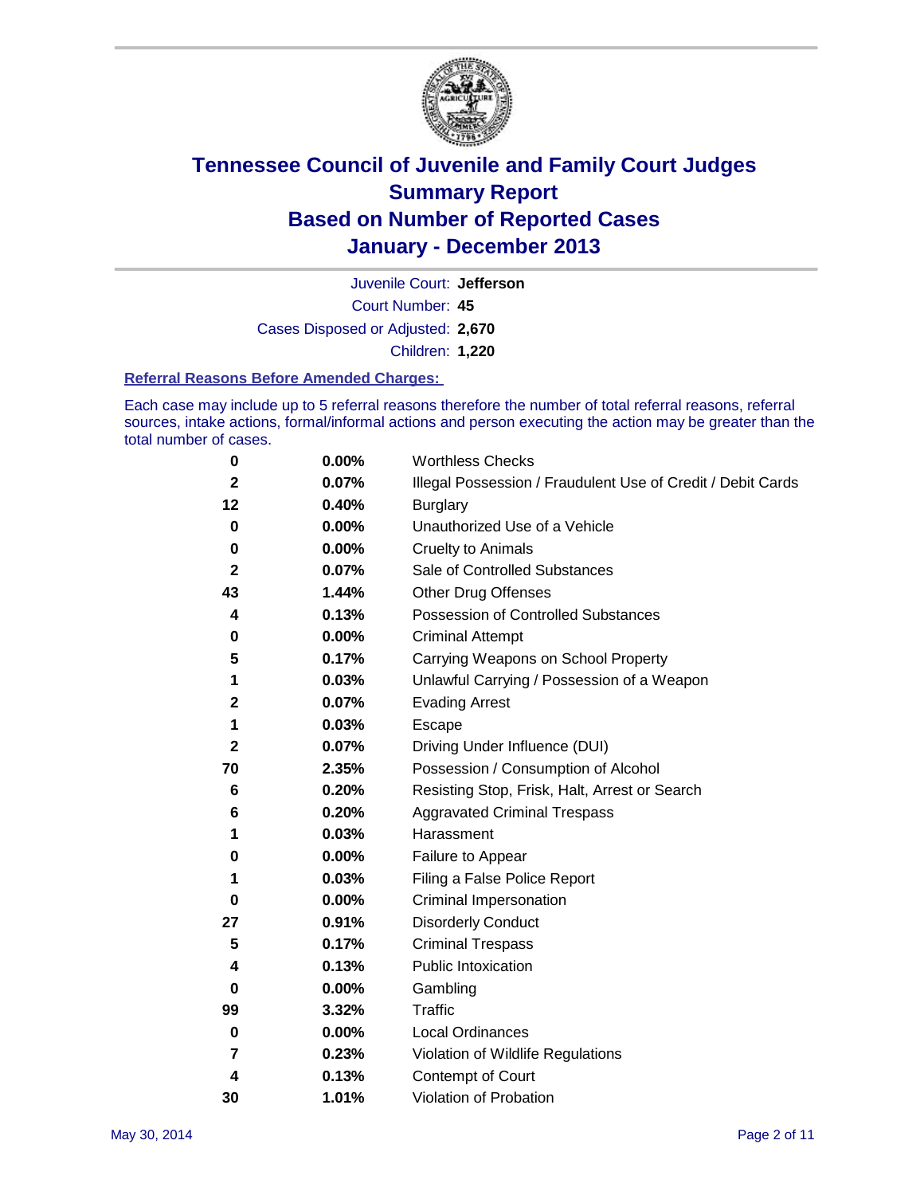# Tennessee Council of Juvenile and Family Court Judges
# Summary Report
# Based on Number of Reported Cases
# January - December 2013

Juvenile Court: **Jefferson**

Court Number: **45**

Cases Disposed or Adjusted: **2,670**

Children: **1,220**

### Referral Reasons Before Amended Charges:

Each case may include up to 5 referral reasons therefore the number of total referral reasons, referral sources, intake actions, formal/informal actions and person executing the action may be greater than the total number of cases.

| Count | Percent | Referral Reason |
|---|---|---|
| 0 | 0.00% | Worthless Checks |
| 2 | 0.07% | Illegal Possession / Fraudulent Use of Credit / Debit Cards |
| 12 | 0.40% | Burglary |
| 0 | 0.00% | Unauthorized Use of a Vehicle |
| 0 | 0.00% | Cruelty to Animals |
| 2 | 0.07% | Sale of Controlled Substances |
| 43 | 1.44% | Other Drug Offenses |
| 4 | 0.13% | Possession of Controlled Substances |
| 0 | 0.00% | Criminal Attempt |
| 5 | 0.17% | Carrying Weapons on School Property |
| 1 | 0.03% | Unlawful Carrying / Possession of a Weapon |
| 2 | 0.07% | Evading Arrest |
| 1 | 0.03% | Escape |
| 2 | 0.07% | Driving Under Influence (DUI) |
| 70 | 2.35% | Possession / Consumption of Alcohol |
| 6 | 0.20% | Resisting Stop, Frisk, Halt, Arrest or Search |
| 6 | 0.20% | Aggravated Criminal Trespass |
| 1 | 0.03% | Harassment |
| 0 | 0.00% | Failure to Appear |
| 1 | 0.03% | Filing a False Police Report |
| 0 | 0.00% | Criminal Impersonation |
| 27 | 0.91% | Disorderly Conduct |
| 5 | 0.17% | Criminal Trespass |
| 4 | 0.13% | Public Intoxication |
| 0 | 0.00% | Gambling |
| 99 | 3.32% | Traffic |
| 0 | 0.00% | Local Ordinances |
| 7 | 0.23% | Violation of Wildlife Regulations |
| 4 | 0.13% | Contempt of Court |
| 30 | 1.01% | Violation of Probation |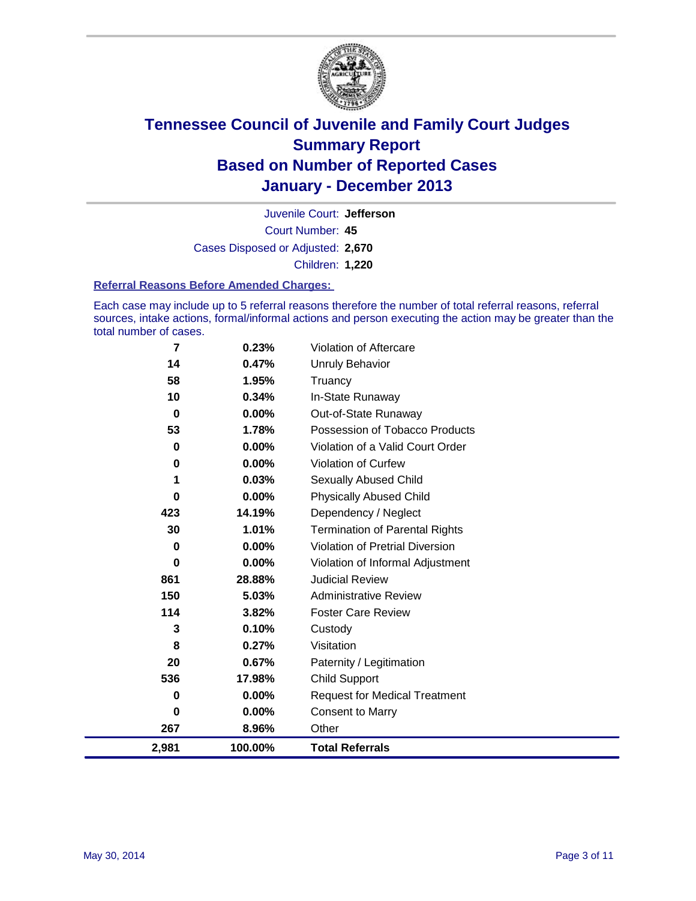# Tennessee Council of Juvenile and Family Court Judges
## Summary Report
## Based on Number of Reported Cases
## January - December 2013

Juvenile Court: **Jefferson**
Court Number: **45**
Cases Disposed or Adjusted: **2,670**
Children: **1,220**

### Referral Reasons Before Amended Charges:

Each case may include up to 5 referral reasons therefore the number of total referral reasons, referral sources, intake actions, formal/informal actions and person executing the action may be greater than the total number of cases.

| Count | Percent | Referral Reason |
|---|---|---|
| 7 | 0.23% | Violation of Aftercare |
| 14 | 0.47% | Unruly Behavior |
| 58 | 1.95% | Truancy |
| 10 | 0.34% | In-State Runaway |
| 0 | 0.00% | Out-of-State Runaway |
| 53 | 1.78% | Possession of Tobacco Products |
| 0 | 0.00% | Violation of a Valid Court Order |
| 0 | 0.00% | Violation of Curfew |
| 1 | 0.03% | Sexually Abused Child |
| 0 | 0.00% | Physically Abused Child |
| 423 | 14.19% | Dependency / Neglect |
| 30 | 1.01% | Termination of Parental Rights |
| 0 | 0.00% | Violation of Pretrial Diversion |
| 0 | 0.00% | Violation of Informal Adjustment |
| 861 | 28.88% | Judicial Review |
| 150 | 5.03% | Administrative Review |
| 114 | 3.82% | Foster Care Review |
| 3 | 0.10% | Custody |
| 8 | 0.27% | Visitation |
| 20 | 0.67% | Paternity / Legitimation |
| 536 | 17.98% | Child Support |
| 0 | 0.00% | Request for Medical Treatment |
| 0 | 0.00% | Consent to Marry |
| 267 | 8.96% | Other |
| **2,981** | **100.00%** | **Total Referrals** |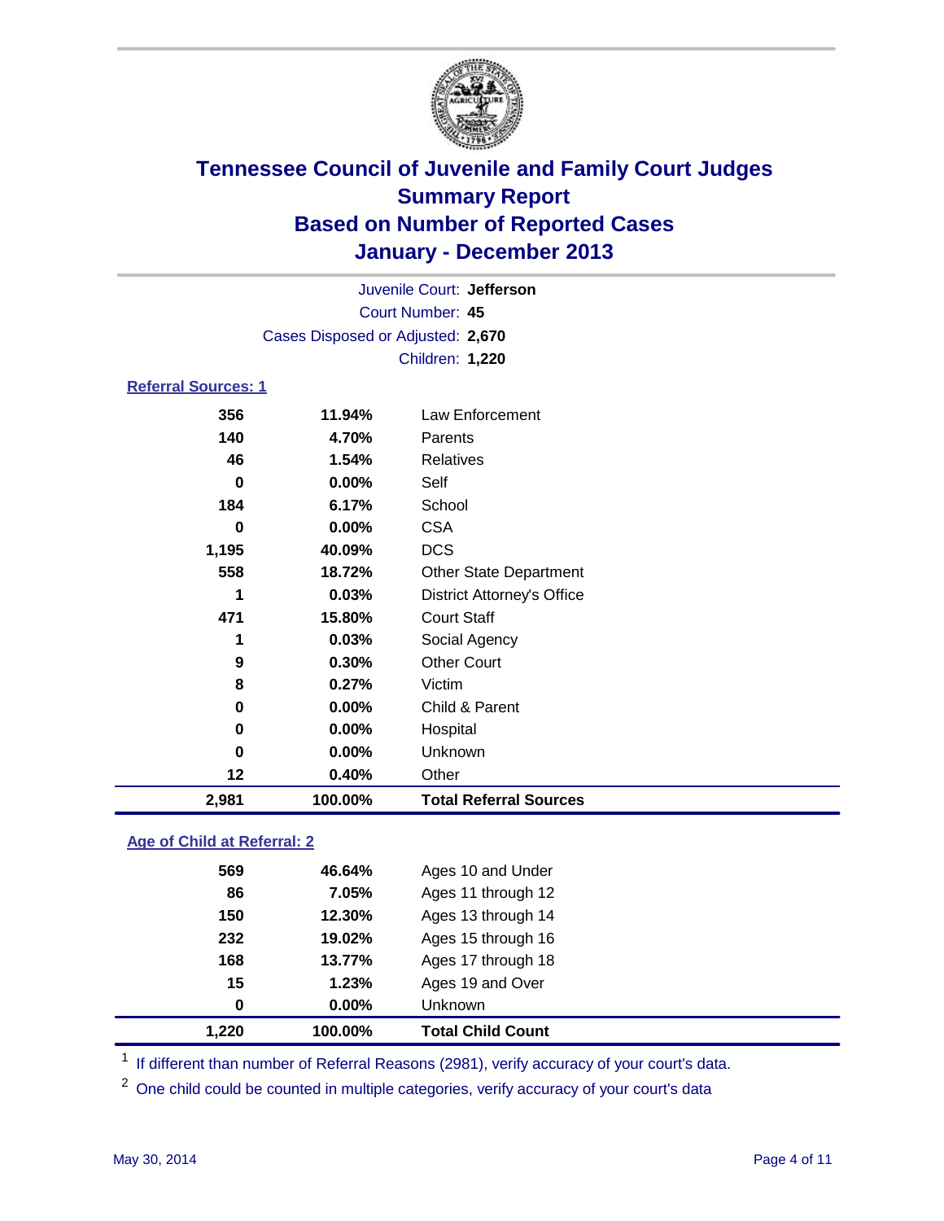# Tennessee Council of Juvenile and Family Court Judges
## Summary Report
## Based on Number of Reported Cases
## January - December 2013

Juvenile Court: **Jefferson**
Court Number: **45**
Cases Disposed or Adjusted: **2,670**
Children: **1,220**

### Referral Sources: 1

| | | |
|---|---|---|
| 356 | 11.94% | Law Enforcement |
| 140 | 4.70% | Parents |
| 46 | 1.54% | Relatives |
| 0 | 0.00% | Self |
| 184 | 6.17% | School |
| 0 | 0.00% | CSA |
| 1,195 | 40.09% | DCS |
| 558 | 18.72% | Other State Department |
| 1 | 0.03% | District Attorney's Office |
| 471 | 15.80% | Court Staff |
| 1 | 0.03% | Social Agency |
| 9 | 0.30% | Other Court |
| 8 | 0.27% | Victim |
| 0 | 0.00% | Child & Parent |
| 0 | 0.00% | Hospital |
| 0 | 0.00% | Unknown |
| 12 | 0.40% | Other |
| **2,981** | **100.00%** | **Total Referral Sources** |

### Age of Child at Referral: 2

| | | |
|---|---|---|
| 569 | 46.64% | Ages 10 and Under |
| 86 | 7.05% | Ages 11 through 12 |
| 150 | 12.30% | Ages 13 through 14 |
| 232 | 19.02% | Ages 15 through 16 |
| 168 | 13.77% | Ages 17 through 18 |
| 15 | 1.23% | Ages 19 and Over |
| 0 | 0.00% | Unknown |
| **1,220** | **100.00%** | **Total Child Count** |

[1] If different than number of Referral Reasons (2981), verify accuracy of your court's data.

[2] One child could be counted in multiple categories, verify accuracy of your court's data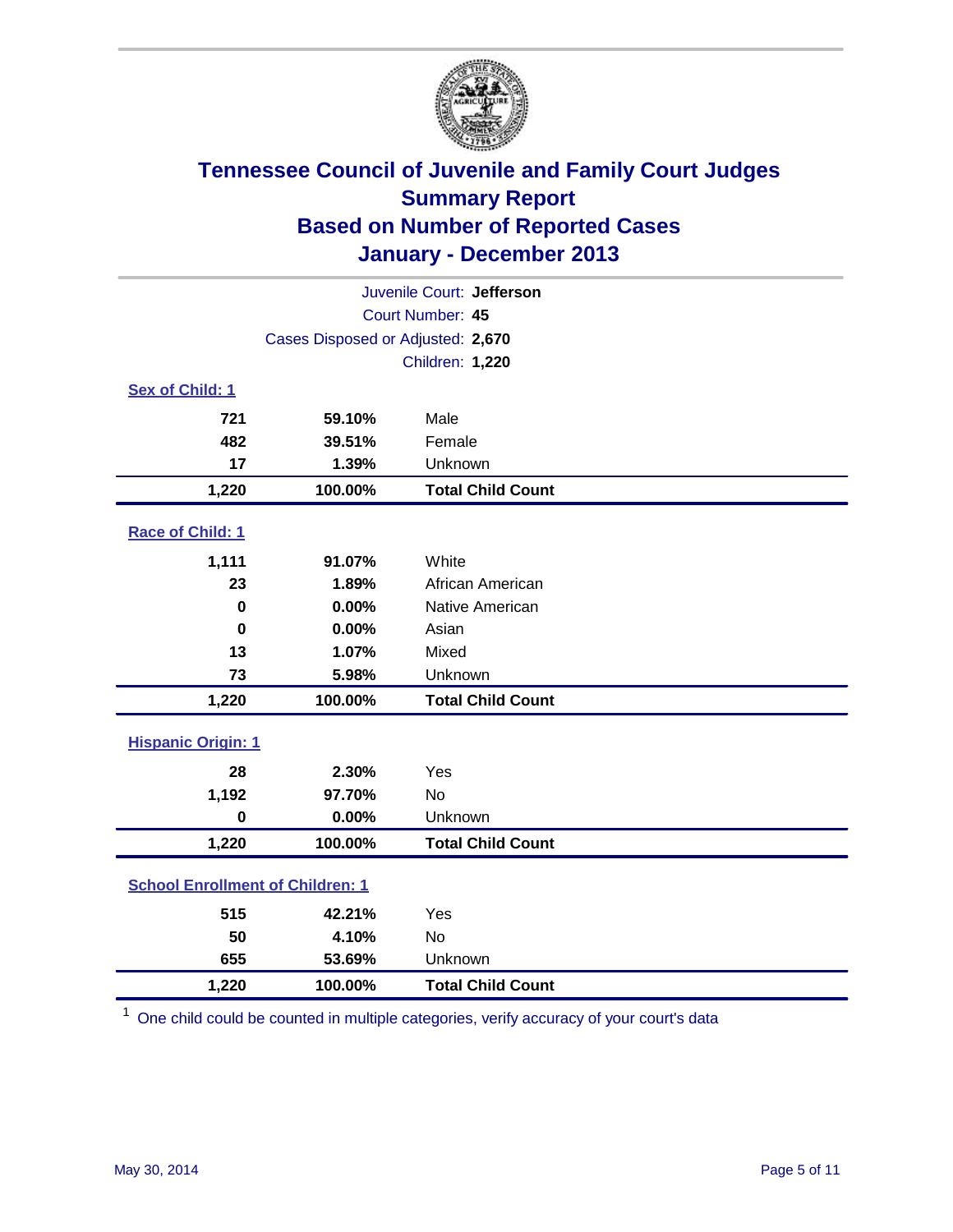# Tennessee Council of Juvenile and Family Court Judges
## Summary Report
## Based on Number of Reported Cases
## January - December 2013

Juvenile Court: **Jefferson**
Court Number: **45**
Cases Disposed or Adjusted: **2,670**
Children: **1,220**

### Sex of Child: 1

| Count | Percent | Category |
|---|---|---|
| 721 | 59.10% | Male |
| 482 | 39.51% | Female |
| 17 | 1.39% | Unknown |
| **1,220** | **100.00%** | **Total Child Count** |

### Race of Child: 1

| Count | Percent | Category |
|---|---|---|
| 1,111 | 91.07% | White |
| 23 | 1.89% | African American |
| 0 | 0.00% | Native American |
| 0 | 0.00% | Asian |
| 13 | 1.07% | Mixed |
| 73 | 5.98% | Unknown |
| **1,220** | **100.00%** | **Total Child Count** |

### Hispanic Origin: 1

| Count | Percent | Category |
|---|---|---|
| 28 | 2.30% | Yes |
| 1,192 | 97.70% | No |
| 0 | 0.00% | Unknown |
| **1,220** | **100.00%** | **Total Child Count** |

### School Enrollment of Children: 1

| Count | Percent | Category |
|---|---|---|
| 515 | 42.21% | Yes |
| 50 | 4.10% | No |
| 655 | 53.69% | Unknown |
| **1,220** | **100.00%** | **Total Child Count** |

[1] One child could be counted in multiple categories, verify accuracy of your court's data

May 30, 2014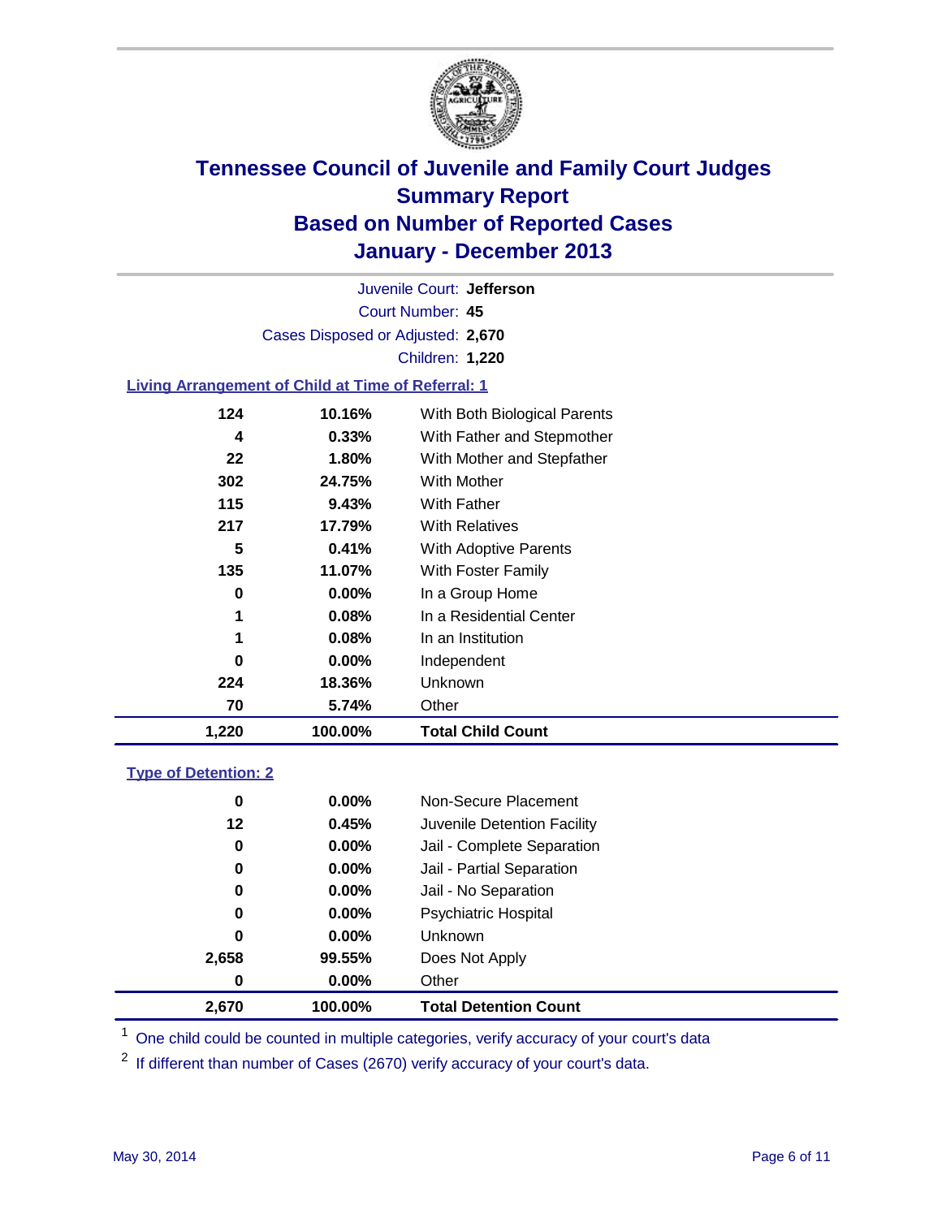# Tennessee Council of Juvenile and Family Court Judges
## Summary Report
## Based on Number of Reported Cases
## January - December 2013

Juvenile Court: **Jefferson**
Court Number: **45**
Cases Disposed or Adjusted: **2,670**
Children: **1,220**

### Living Arrangement of Child at Time of Referral: 1

| | | |
|---|---|---|
| 124 | 10.16% | With Both Biological Parents |
| 4 | 0.33% | With Father and Stepmother |
| 22 | 1.80% | With Mother and Stepfather |
| 302 | 24.75% | With Mother |
| 115 | 9.43% | With Father |
| 217 | 17.79% | With Relatives |
| 5 | 0.41% | With Adoptive Parents |
| 135 | 11.07% | With Foster Family |
| 0 | 0.00% | In a Group Home |
| 1 | 0.08% | In a Residential Center |
| 1 | 0.08% | In an Institution |
| 0 | 0.00% | Independent |
| 224 | 18.36% | Unknown |
| 70 | 5.74% | Other |
| **1,220** | **100.00%** | **Total Child Count** |

### Type of Detention: 2

| | | |
|---|---|---|
| 0 | 0.00% | Non-Secure Placement |
| 12 | 0.45% | Juvenile Detention Facility |
| 0 | 0.00% | Jail - Complete Separation |
| 0 | 0.00% | Jail - Partial Separation |
| 0 | 0.00% | Jail - No Separation |
| 0 | 0.00% | Psychiatric Hospital |
| 0 | 0.00% | Unknown |
| 2,658 | 99.55% | Does Not Apply |
| 0 | 0.00% | Other |
| **2,670** | **100.00%** | **Total Detention Count** |

[1] One child could be counted in multiple categories, verify accuracy of your court's data

[2] If different than number of Cases (2670) verify accuracy of your court's data.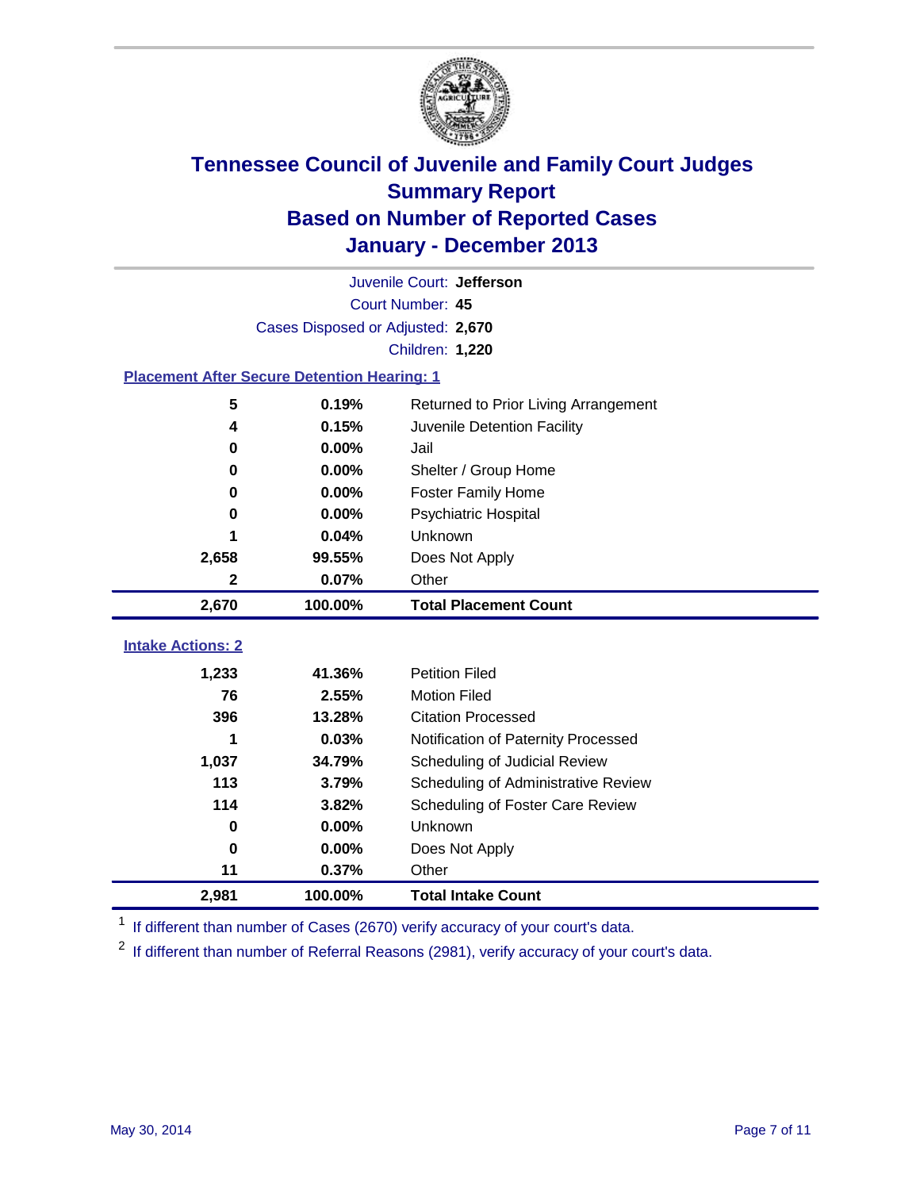# Tennessee Council of Juvenile and Family Court Judges
## Summary Report
## Based on Number of Reported Cases
## January - December 2013

Juvenile Court: **Jefferson**
Court Number: **45**
Cases Disposed or Adjusted: **2,670**
Children: **1,220**

### Placement After Secure Detention Hearing: 1

| Count | Percent | Placement |
|---|---|---|
| 5 | 0.19% | Returned to Prior Living Arrangement |
| 4 | 0.15% | Juvenile Detention Facility |
| 0 | 0.00% | Jail |
| 0 | 0.00% | Shelter / Group Home |
| 0 | 0.00% | Foster Family Home |
| 0 | 0.00% | Psychiatric Hospital |
| 1 | 0.04% | Unknown |
| 2,658 | 99.55% | Does Not Apply |
| 2 | 0.07% | Other |
| **2,670** | **100.00%** | **Total Placement Count** |

### Intake Actions: 2

| Count | Percent | Intake Action |
|---|---|---|
| 1,233 | 41.36% | Petition Filed |
| 76 | 2.55% | Motion Filed |
| 396 | 13.28% | Citation Processed |
| 1 | 0.03% | Notification of Paternity Processed |
| 1,037 | 34.79% | Scheduling of Judicial Review |
| 113 | 3.79% | Scheduling of Administrative Review |
| 114 | 3.82% | Scheduling of Foster Care Review |
| 0 | 0.00% | Unknown |
| 0 | 0.00% | Does Not Apply |
| 11 | 0.37% | Other |
| **2,981** | **100.00%** | **Total Intake Count** |

[1] If different than number of Cases (2670) verify accuracy of your court's data.

[2] If different than number of Referral Reasons (2981), verify accuracy of your court's data.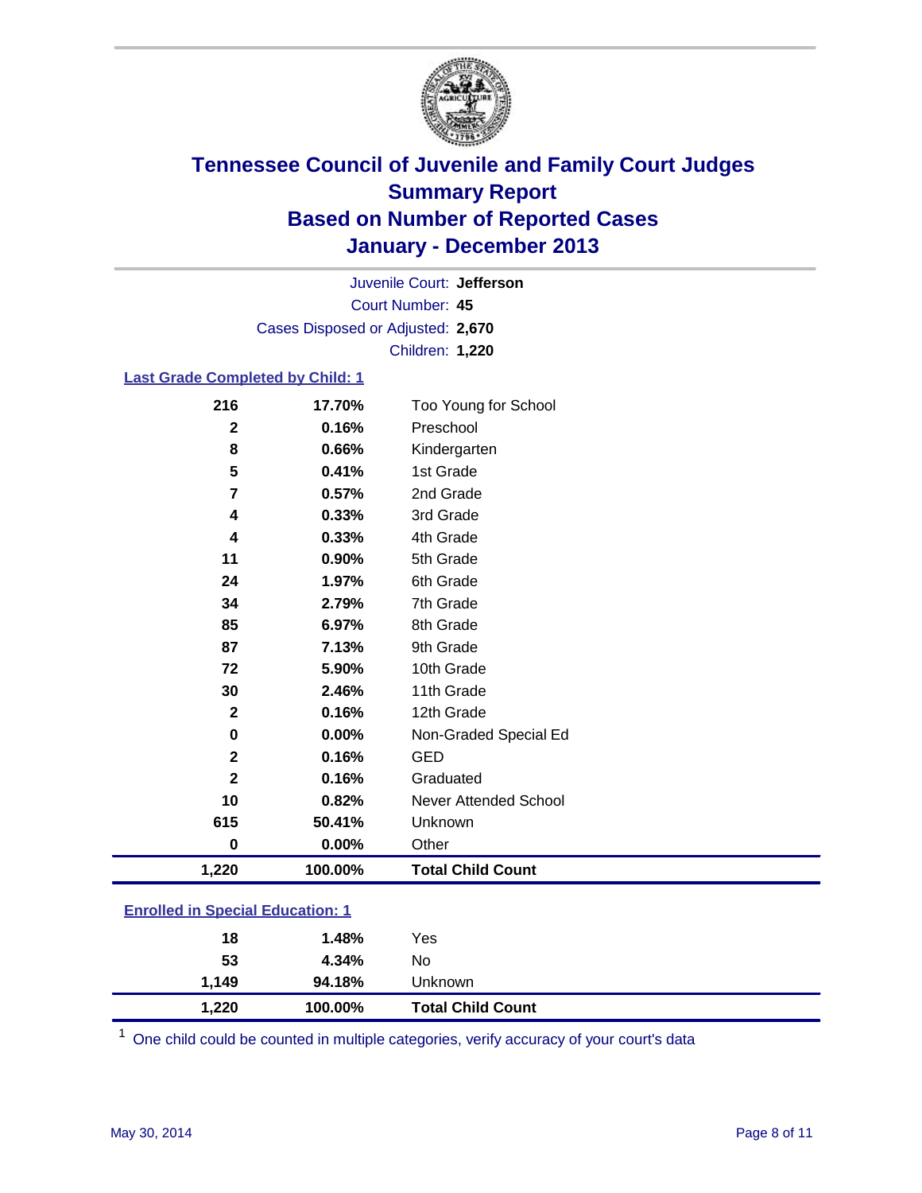# Tennessee Council of Juvenile and Family Court Judges
## Summary Report
## Based on Number of Reported Cases
## January - December 2013

Juvenile Court: **Jefferson**
Court Number: **45**
Cases Disposed or Adjusted: **2,670**
Children: **1,220**

### Last Grade Completed by Child: 1

| Count | Percent | Category |
|---|---|---|
| 216 | 17.70% | Too Young for School |
| 2 | 0.16% | Preschool |
| 8 | 0.66% | Kindergarten |
| 5 | 0.41% | 1st Grade |
| 7 | 0.57% | 2nd Grade |
| 4 | 0.33% | 3rd Grade |
| 4 | 0.33% | 4th Grade |
| 11 | 0.90% | 5th Grade |
| 24 | 1.97% | 6th Grade |
| 34 | 2.79% | 7th Grade |
| 85 | 6.97% | 8th Grade |
| 87 | 7.13% | 9th Grade |
| 72 | 5.90% | 10th Grade |
| 30 | 2.46% | 11th Grade |
| 2 | 0.16% | 12th Grade |
| 0 | 0.00% | Non-Graded Special Ed |
| 2 | 0.16% | GED |
| 2 | 0.16% | Graduated |
| 10 | 0.82% | Never Attended School |
| 615 | 50.41% | Unknown |
| 0 | 0.00% | Other |
| **1,220** | **100.00%** | **Total Child Count** |

### Enrolled in Special Education: 1

| Count | Percent | Category |
|---|---|---|
| 18 | 1.48% | Yes |
| 53 | 4.34% | No |
| 1,149 | 94.18% | Unknown |
| **1,220** | **100.00%** | **Total Child Count** |

[1] One child could be counted in multiple categories, verify accuracy of your court's data

May 30, 2014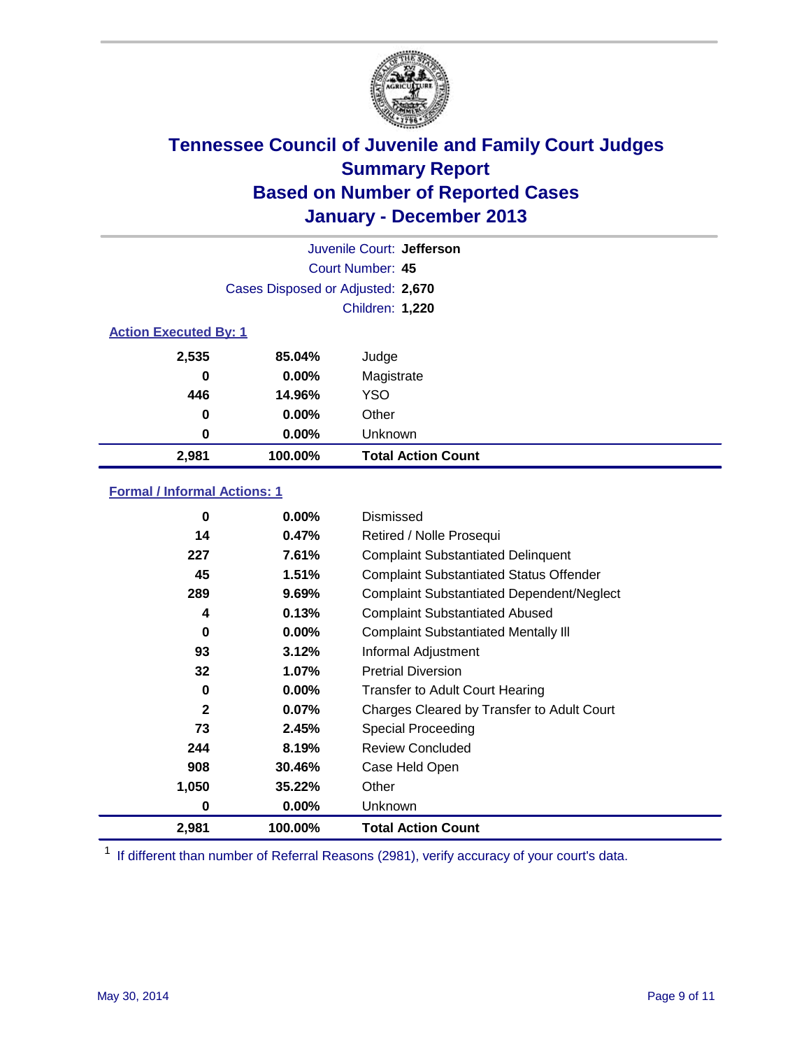# Tennessee Council of Juvenile and Family Court Judges
## Summary Report
## Based on Number of Reported Cases
## January - December 2013

Juvenile Court: **Jefferson**
Court Number: **45**
Cases Disposed or Adjusted: **2,670**
Children: **1,220**

### Action Executed By: 1

| | | |
|---|---|---|
| 2,535 | 85.04% | Judge |
| 0 | 0.00% | Magistrate |
| 446 | 14.96% | YSO |
| 0 | 0.00% | Other |
| 0 | 0.00% | Unknown |
| **2,981** | **100.00%** | **Total Action Count** |

### Formal / Informal Actions: 1

| | | |
|---|---|---|
| 0 | 0.00% | Dismissed |
| 14 | 0.47% | Retired / Nolle Prosequi |
| 227 | 7.61% | Complaint Substantiated Delinquent |
| 45 | 1.51% | Complaint Substantiated Status Offender |
| 289 | 9.69% | Complaint Substantiated Dependent/Neglect |
| 4 | 0.13% | Complaint Substantiated Abused |
| 0 | 0.00% | Complaint Substantiated Mentally Ill |
| 93 | 3.12% | Informal Adjustment |
| 32 | 1.07% | Pretrial Diversion |
| 0 | 0.00% | Transfer to Adult Court Hearing |
| 2 | 0.07% | Charges Cleared by Transfer to Adult Court |
| 73 | 2.45% | Special Proceeding |
| 244 | 8.19% | Review Concluded |
| 908 | 30.46% | Case Held Open |
| 1,050 | 35.22% | Other |
| 0 | 0.00% | Unknown |
| **2,981** | **100.00%** | **Total Action Count** |

[1] If different than number of Referral Reasons (2981), verify accuracy of your court's data.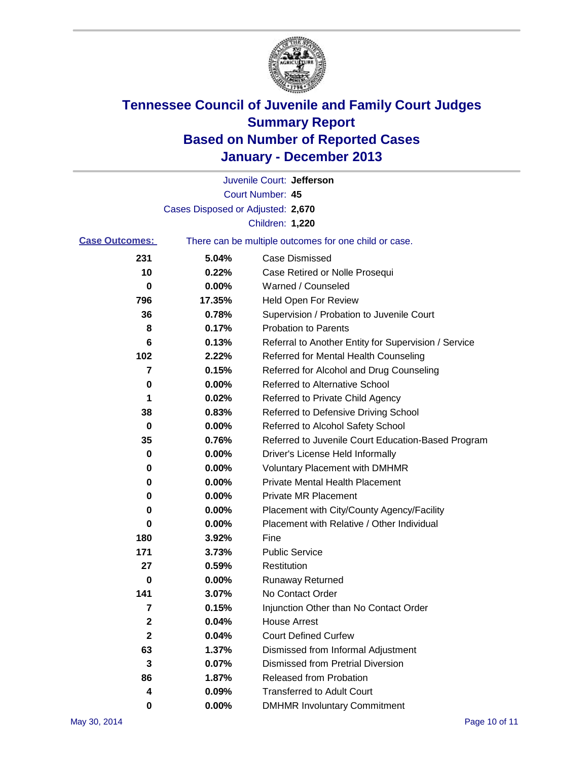# Tennessee Council of Juvenile and Family Court Judges
## Summary Report
## Based on Number of Reported Cases
## January - December 2013

Juvenile Court: **Jefferson**
Court Number: **45**
Cases Disposed or Adjusted: **2,670**
Children: **1,220**

**Case Outcomes:** There can be multiple outcomes for one child or case.

| Count | Percent | Outcome |
|---|---|---|
| 231 | 5.04% | Case Dismissed |
| 10 | 0.22% | Case Retired or Nolle Prosequi |
| 0 | 0.00% | Warned / Counseled |
| 796 | 17.35% | Held Open For Review |
| 36 | 0.78% | Supervision / Probation to Juvenile Court |
| 8 | 0.17% | Probation to Parents |
| 6 | 0.13% | Referral to Another Entity for Supervision / Service |
| 102 | 2.22% | Referred for Mental Health Counseling |
| 7 | 0.15% | Referred for Alcohol and Drug Counseling |
| 0 | 0.00% | Referred to Alternative School |
| 1 | 0.02% | Referred to Private Child Agency |
| 38 | 0.83% | Referred to Defensive Driving School |
| 0 | 0.00% | Referred to Alcohol Safety School |
| 35 | 0.76% | Referred to Juvenile Court Education-Based Program |
| 0 | 0.00% | Driver's License Held Informally |
| 0 | 0.00% | Voluntary Placement with DMHMR |
| 0 | 0.00% | Private Mental Health Placement |
| 0 | 0.00% | Private MR Placement |
| 0 | 0.00% | Placement with City/County Agency/Facility |
| 0 | 0.00% | Placement with Relative / Other Individual |
| 180 | 3.92% | Fine |
| 171 | 3.73% | Public Service |
| 27 | 0.59% | Restitution |
| 0 | 0.00% | Runaway Returned |
| 141 | 3.07% | No Contact Order |
| 7 | 0.15% | Injunction Other than No Contact Order |
| 2 | 0.04% | House Arrest |
| 2 | 0.04% | Court Defined Curfew |
| 63 | 1.37% | Dismissed from Informal Adjustment |
| 3 | 0.07% | Dismissed from Pretrial Diversion |
| 86 | 1.87% | Released from Probation |
| 4 | 0.09% | Transferred to Adult Court |
| 0 | 0.00% | DMHMR Involuntary Commitment |

May 30, 2014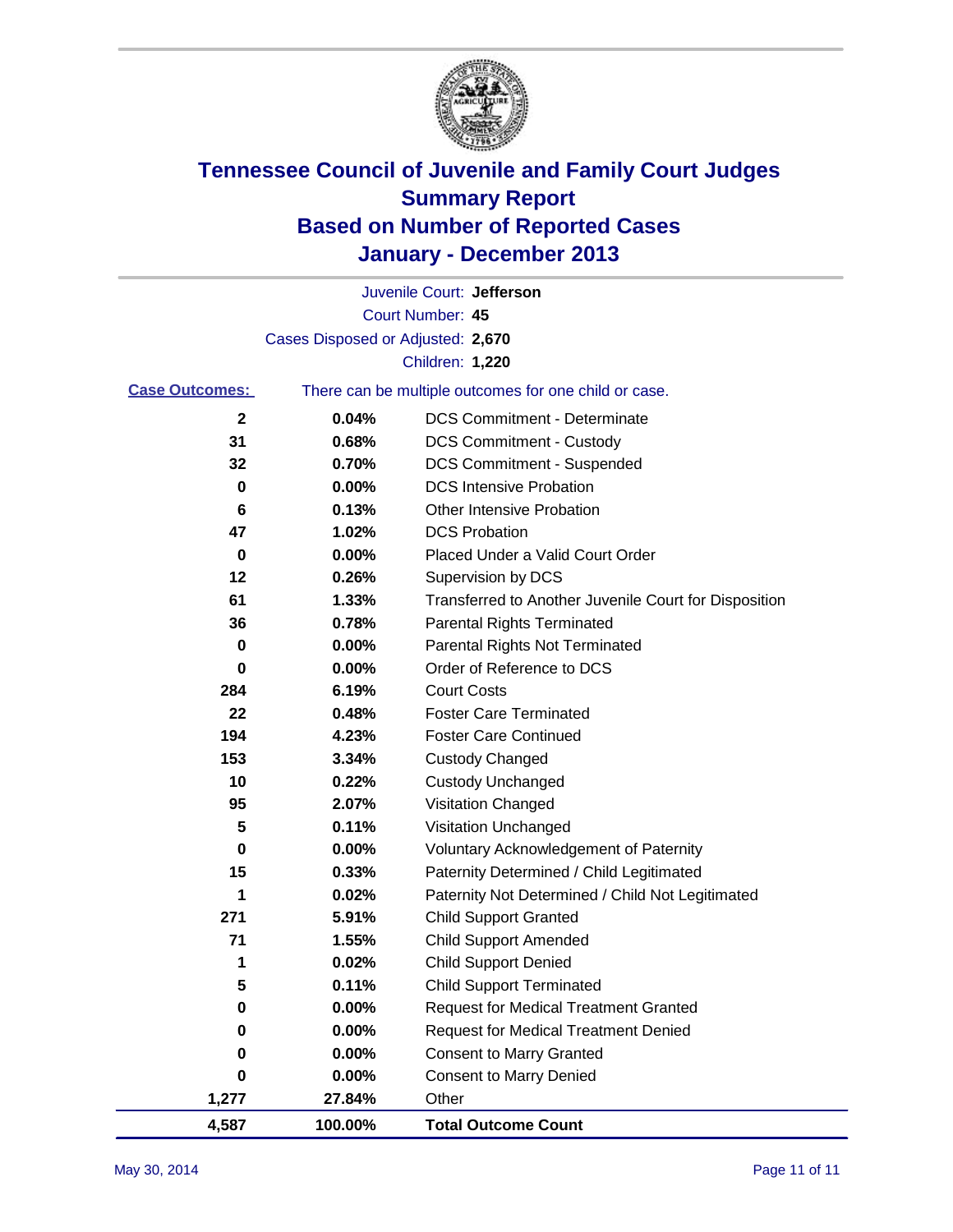# Tennessee Council of Juvenile and Family Court Judges
# Summary Report
# Based on Number of Reported Cases
# January - December 2013

Juvenile Court: **Jefferson**

Court Number: **45**

Cases Disposed or Adjusted: **2,670**

Children: **1,220**

**Case Outcomes:** There can be multiple outcomes for one child or case.

| | | |
|---|---|---|
| 2 | 0.04% | DCS Commitment - Determinate |
| 31 | 0.68% | DCS Commitment - Custody |
| 32 | 0.70% | DCS Commitment - Suspended |
| 0 | 0.00% | DCS Intensive Probation |
| 6 | 0.13% | Other Intensive Probation |
| 47 | 1.02% | DCS Probation |
| 0 | 0.00% | Placed Under a Valid Court Order |
| 12 | 0.26% | Supervision by DCS |
| 61 | 1.33% | Transferred to Another Juvenile Court for Disposition |
| 36 | 0.78% | Parental Rights Terminated |
| 0 | 0.00% | Parental Rights Not Terminated |
| 0 | 0.00% | Order of Reference to DCS |
| 284 | 6.19% | Court Costs |
| 22 | 0.48% | Foster Care Terminated |
| 194 | 4.23% | Foster Care Continued |
| 153 | 3.34% | Custody Changed |
| 10 | 0.22% | Custody Unchanged |
| 95 | 2.07% | Visitation Changed |
| 5 | 0.11% | Visitation Unchanged |
| 0 | 0.00% | Voluntary Acknowledgement of Paternity |
| 15 | 0.33% | Paternity Determined / Child Legitimated |
| 1 | 0.02% | Paternity Not Determined / Child Not Legitimated |
| 271 | 5.91% | Child Support Granted |
| 71 | 1.55% | Child Support Amended |
| 1 | 0.02% | Child Support Denied |
| 5 | 0.11% | Child Support Terminated |
| 0 | 0.00% | Request for Medical Treatment Granted |
| 0 | 0.00% | Request for Medical Treatment Denied |
| 0 | 0.00% | Consent to Marry Granted |
| 0 | 0.00% | Consent to Marry Denied |
| 1,277 | 27.84% | Other |
| **4,587** | **100.00%** | **Total Outcome Count** |